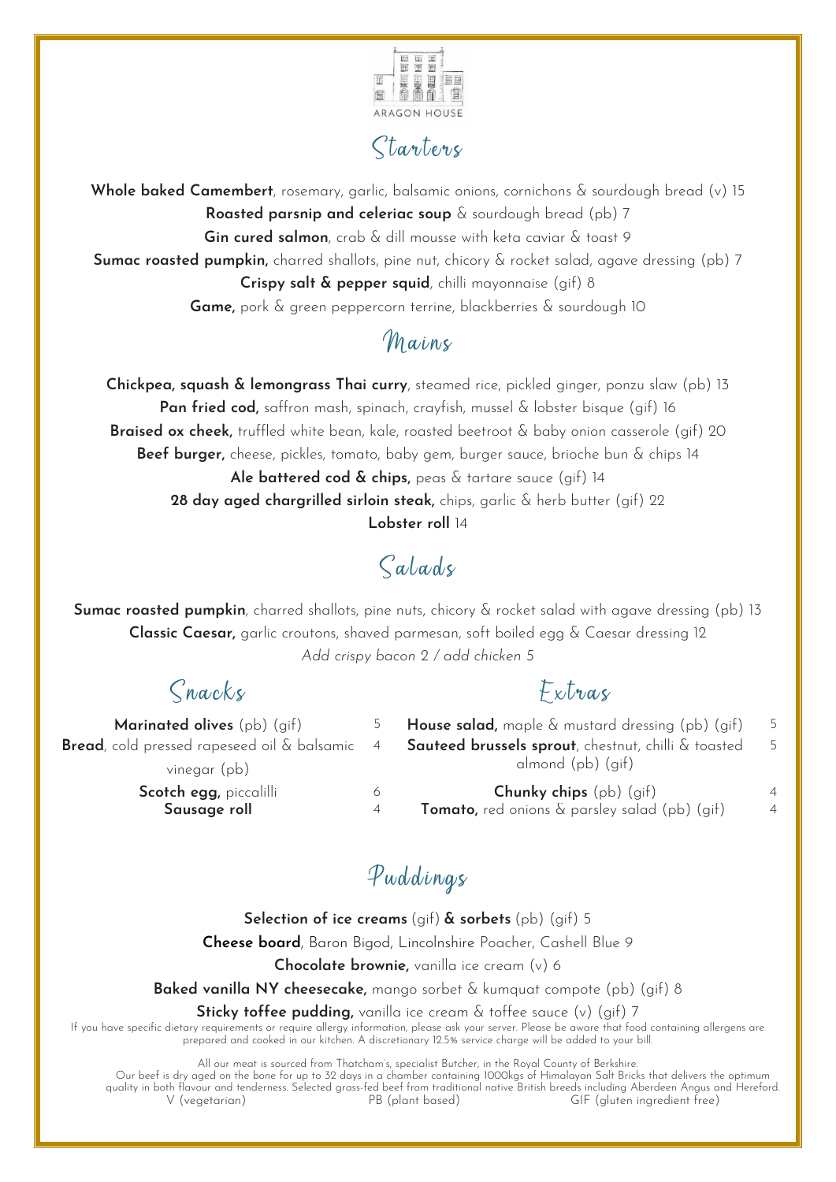ARAGON HOUSE

# Starters

**Whole baked Camembert**, rosemary, garlic, balsamic onions, cornichons & sourdough bread (v) 15

**Roasted parsnip and celeriac soup** & sourdough bread (pb) 7

**Gin cured salmon**, crab & dill mousse with keta caviar & toast 9

**Sumac roasted pumpkin,** charred shallots, pine nut, chicory & rocket salad, agave dressing (pb) 7

**Crispy salt & pepper squid**, chilli mayonnaise (gif) 8

**Game,** pork & green peppercorn terrine, blackberries & sourdough 10

# Mains

**Chickpea, squash & lemongrass Thai curry**, steamed rice, pickled ginger, ponzu slaw (pb) 13

**Pan fried cod,** saffron mash, spinach, crayfish, mussel & lobster bisque (gif) 16

**Braised ox cheek,** truffled white bean, kale, roasted beetroot & baby onion casserole (gif) 20

**Beef burger,** cheese, pickles, tomato, baby gem, burger sauce, brioche bun & chips 14

**Ale battered cod & chips,** peas & tartare sauce (gif) 14

**28 day aged chargrilled sirloin steak,** chips, garlic & herb butter (gif) 22

**Lobster roll** 14

# Salads

**Sumac roasted pumpkin**, charred shallots, pine nuts, chicory & rocket salad with agave dressing (pb) 13

**Classic Caesar,** garlic croutons, shaved parmesan, soft boiled egg & Caesar dressing 12

*Add crispy bacon 2 / add chicken 5*

# Snacks

**Marinated olives** (pb) (gif) 5

**Bread**, cold pressed rapeseed oil & balsamic vinegar (pb) 4

**Scotch egg,** piccalilli 6

**Sausage roll** 4

# Extras

**House salad,** maple & mustard dressing (pb) (gif) 5

**Sauteed brussels sprout**, chestnut, chilli & toasted almond (pb) (gif) 5

**Chunky chips** (pb) (gif) 4

**Tomato,** red onions & parsley salad (pb) (gif) 4

# Puddings

**Selection of ice creams** (gif) **& sorbets** (pb) (gif) 5

**Cheese board**, Baron Bigod, Lincolnshire Poacher, Cashell Blue 9

**Chocolate brownie,** vanilla ice cream (v) 6

**Baked vanilla NY cheesecake,** mango sorbet & kumquat compote (pb) (gif) 8

**Sticky toffee pudding,** vanilla ice cream & toffee sauce (v) (gif) 7

If you have specific dietary requirements or require allergy information, please ask your server. Please be aware that food containing allergens are prepared and cooked in our kitchen. A discretionary 12.5% service charge will be added to your bill.

All our meat is sourced from Thatcham's, specialist Butcher, in the Royal County of Berkshire.
Our beef is dry aged on the bone for up to 32 days in a chamber containing 1000kgs of Himalayan Salt Bricks that delivers the optimum quality in both flavour and tenderness. Selected grass-fed beef from traditional native British breeds including Aberdeen Angus and Hereford.

V (vegetarian) PB (plant based) GIF (gluten ingredient free)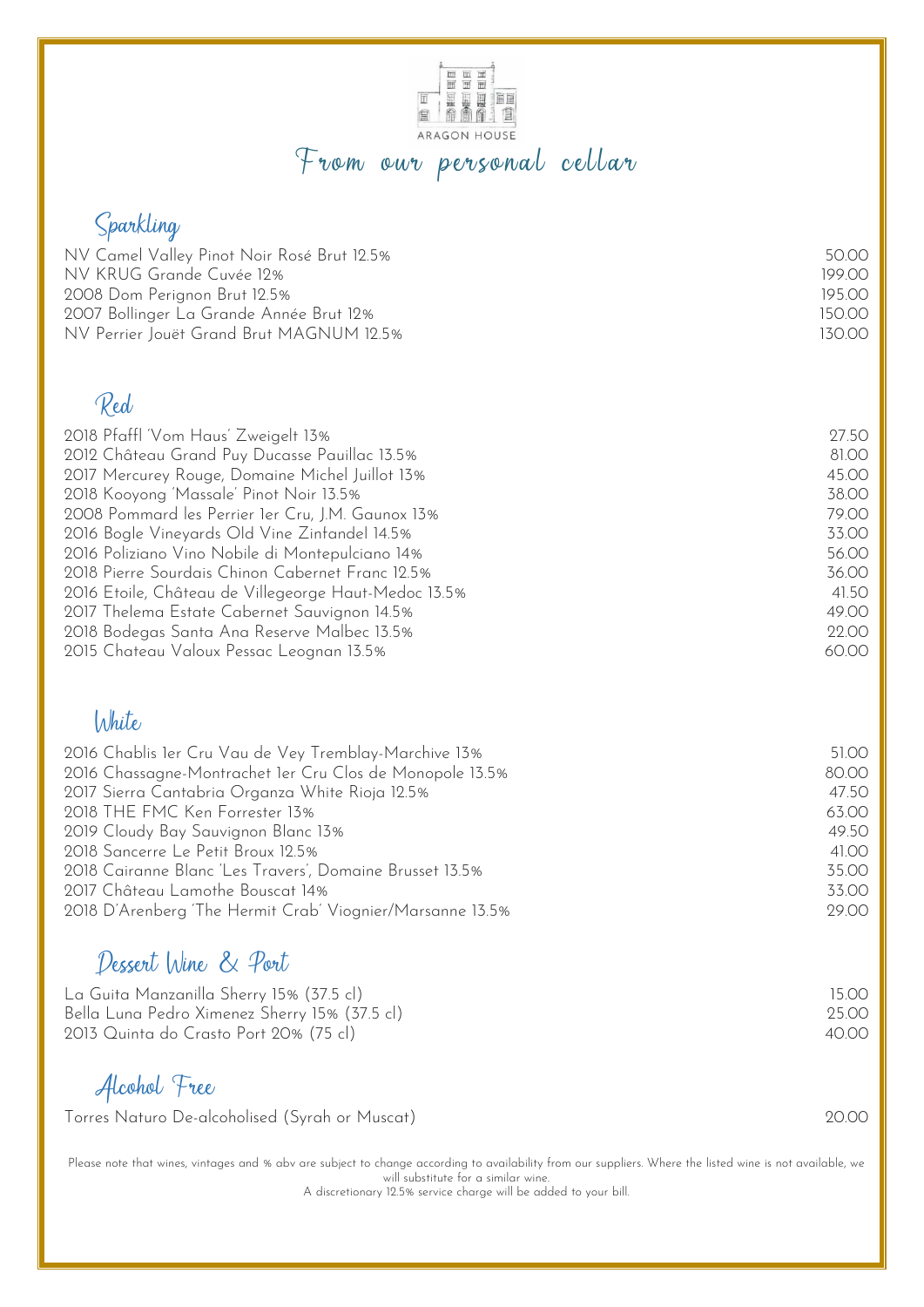ARAGON HOUSE

# From our personal cellar

## Sparkling

| | |
|---|---|
| NV Camel Valley Pinot Noir Rosé Brut 12.5% | 50.00 |
| NV KRUG Grande Cuvée 12% | 199.00 |
| 2008 Dom Perignon Brut 12.5% | 195.00 |
| 2007 Bollinger La Grande Année Brut 12% | 150.00 |
| NV Perrier Jouët Grand Brut MAGNUM 12.5% | 130.00 |

## Red

| | |
|---|---|
| 2018 Pfaffl 'Vom Haus' Zweigelt 13% | 27.50 |
| 2012 Château Grand Puy Ducasse Pauillac 13.5% | 81.00 |
| 2017 Mercurey Rouge, Domaine Michel Juillot 13% | 45.00 |
| 2018 Kooyong 'Massale' Pinot Noir 13.5% | 38.00 |
| 2008 Pommard les Perrier 1er Cru, J.M. Gaunox 13% | 79.00 |
| 2016 Bogle Vineyards Old Vine Zinfandel 14.5% | 33.00 |
| 2016 Poliziano Vino Nobile di Montepulciano 14% | 56.00 |
| 2018 Pierre Sourdais Chinon Cabernet Franc 12.5% | 36.00 |
| 2016 Etoile, Château de Villegeorge Haut-Medoc 13.5% | 41.50 |
| 2017 Thelema Estate Cabernet Sauvignon 14.5% | 49.00 |
| 2018 Bodegas Santa Ana Reserve Malbec 13.5% | 22.00 |
| 2015 Chateau Valoux Pessac Leognan 13.5% | 60.00 |

## White

| | |
|---|---|
| 2016 Chablis 1er Cru Vau de Vey Tremblay-Marchive 13% | 51.00 |
| 2016 Chassagne-Montrachet 1er Cru Clos de Monopole 13.5% | 80.00 |
| 2017 Sierra Cantabria Organza White Rioja 12.5% | 47.50 |
| 2018 THE FMC Ken Forrester 13% | 63.00 |
| 2019 Cloudy Bay Sauvignon Blanc 13% | 49.50 |
| 2018 Sancerre Le Petit Broux 12.5% | 41.00 |
| 2018 Cairanne Blanc 'Les Travers', Domaine Brusset 13.5% | 35.00 |
| 2017 Château Lamothe Bouscat 14% | 33.00 |
| 2018 D'Arenberg 'The Hermit Crab' Viognier/Marsanne 13.5% | 29.00 |

## Dessert Wine & Port

| | |
|---|---|
| La Guita Manzanilla Sherry 15% (37.5 cl) | 15.00 |
| Bella Luna Pedro Ximenez Sherry 15% (37.5 cl) | 25.00 |
| 2013 Quinta do Crasto Port 20% (75 cl) | 40.00 |

## Alcohol Free

| | |
|---|---|
| Torres Naturo De-alcoholised (Syrah or Muscat) | 20.00 |

Please note that wines, vintages and % abv are subject to change according to availability from our suppliers. Where the listed wine is not available, we will substitute for a similar wine.
A discretionary 12.5% service charge will be added to your bill.